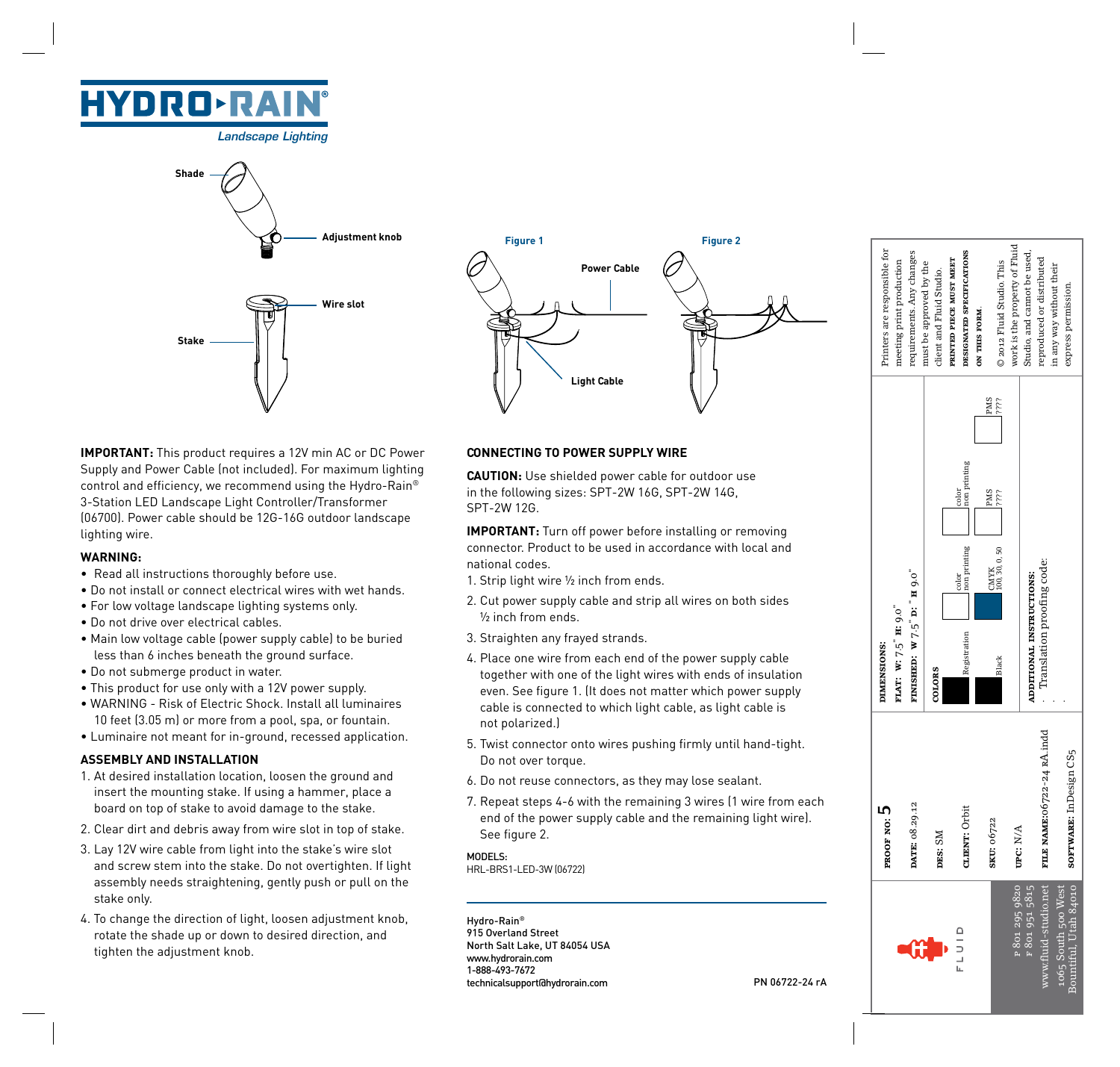# HYDRO-RAIN®

*Landscape Lighting*

Shade

Adjustment knob

Wire slot

Stake

Figure 1

Figure 2

Power Cable

Light Cable

**IMPORTANT:** This product requires a 12V min AC or DC Power Supply and Power Cable (not included). For maximum lighting control and efficiency, we recommend using the Hydro-Rain® 3-Station LED Landscape Light Controller/Transformer (06700). Power cable should be 12G-16G outdoor landscape lighting wire.

**WARNING:**

- Read all instructions thoroughly before use.
- Do not install or connect electrical wires with wet hands.
- For low voltage landscape lighting systems only.
- Do not drive over electrical cables.
- Main low voltage cable (power supply cable) to be buried less than 6 inches beneath the ground surface.
- Do not submerge product in water.
- This product for use only with a 12V power supply.
- WARNING - Risk of Electric Shock. Install all luminaires 10 feet (3.05 m) or more from a pool, spa, or fountain.
- Luminaire not meant for in-ground, recessed application.

## ASSEMBLY AND INSTALLATION

1. At desired installation location, loosen the ground and insert the mounting stake. If using a hammer, place a board on top of stake to avoid damage to the stake.
2. Clear dirt and debris away from wire slot in top of stake.
3. Lay 12V wire cable from light into the stake's wire slot and screw stem into the stake. Do not overtighten. If light assembly needs straightening, gently push or pull on the stake only.
4. To change the direction of light, loosen adjustment knob, rotate the shade up or down to desired direction, and tighten the adjustment knob.

## CONNECTING TO POWER SUPPLY WIRE

**CAUTION:** Use shielded power cable for outdoor use in the following sizes: SPT-2W 16G, SPT-2W 14G, SPT-2W 12G.

**IMPORTANT:** Turn off power before installing or removing connector. Product to be used in accordance with local and national codes.

1. Strip light wire ½ inch from ends.
2. Cut power supply cable and strip all wires on both sides ½ inch from ends.
3. Straighten any frayed strands.
4. Place one wire from each end of the power supply cable together with one of the light wires with ends of insulation even. See figure 1. (It does not matter which power supply cable is connected to which light cable, as light cable is not polarized.)
5. Twist connector onto wires pushing firmly until hand-tight. Do not over torque.
6. Do not reuse connectors, as they may lose sealant.
7. Repeat steps 4-6 with the remaining 3 wires (1 wire from each end of the power supply cable and the remaining light wire). See figure 2.

MODELS:
HRL-BRS1-LED-3W (06722)

Hydro-Rain®
915 Overland Street
North Salt Lake, UT 84054 USA
www.hydrorain.com
1-888-493-7672
technicalsupport@hydrorain.com

PN 06722-24 rA

---

FLUID
P 801 295 9820
F 801 951 5815
www.fluid-studio.net
1065 South 500 West
Bountiful, Utah 84010

PROOF NO: 5
DATE: 08.29.12
DES: SM
CLIENT: Orbit
SKU: 06722
UPC: N/A
FILE NAME: 06722-24 rA.indd
SOFTWARE: InDesign CS5

DIMENSIONS:
FLAT: W: 7.5" H: 9.0"
FINISHED: W 7.5" D: " H 9.0"

COLORS
Registration | color non printing | color non printing
Black | CMYK 100, 30, 0, 50 | PMS ???? | PMS ????

ADDITIONAL INSTRUCTIONS:
· Translation proofing code:
·
·

Printers are responsible for meeting print production requirements. Any changes must be approved by the client and Fluid Studio. PRINTED PIECE MUST MEET DESIGNATED SPECIFICATIONS ON THIS FORM.

© 2012 Fluid Studio. This work is the property of Fluid Studio, and cannot be used, reproduced or distributed in any way without their express permission.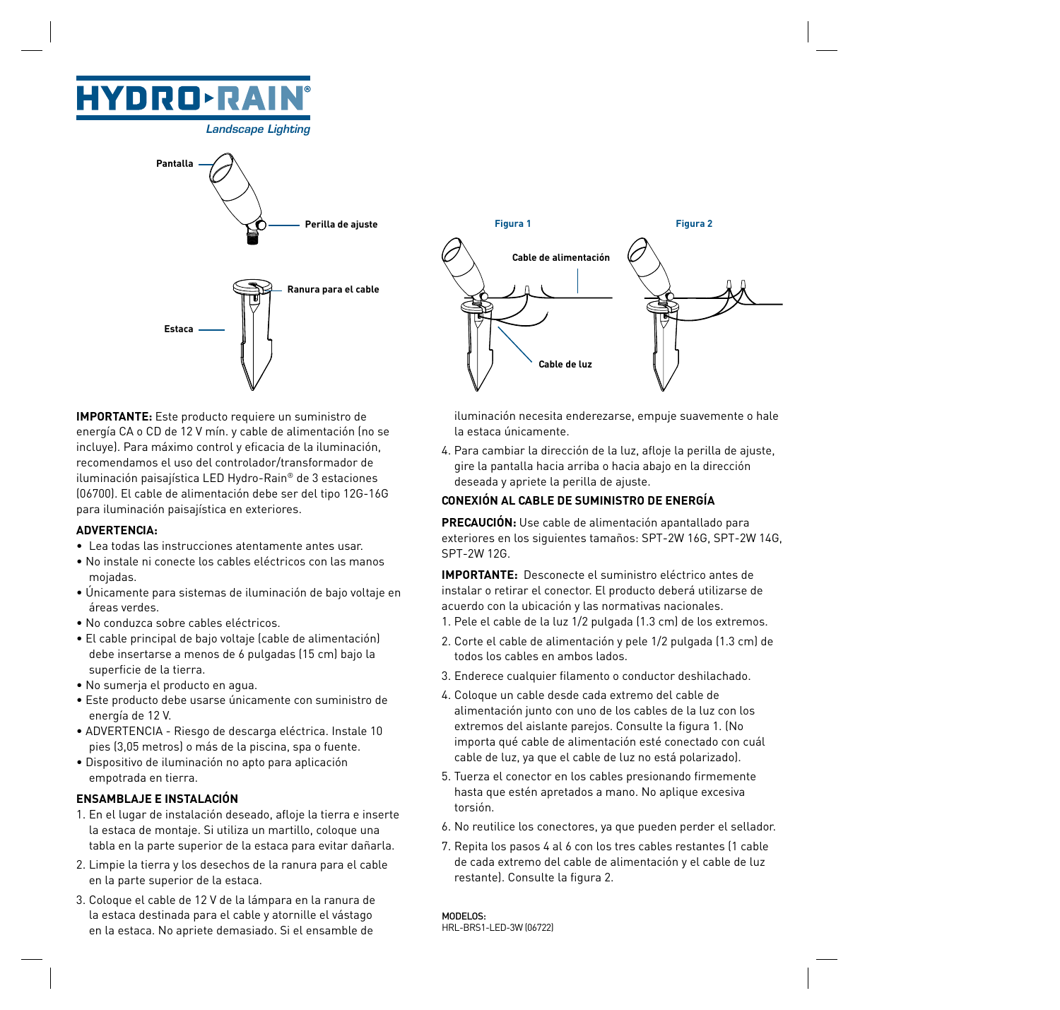# HYDRO-RAIN®

*Landscape Lighting*

Pantalla

Perilla de ajuste

Ranura para el cable

Estaca

Figura 1

Cable de alimentación

Cable de luz

Figura 2

**IMPORTANTE:** Este producto requiere un suministro de energía CA o CD de 12 V mín. y cable de alimentación (no se incluye). Para máximo control y eficacia de la iluminación, recomendamos el uso del controlador/transformador de iluminación paisajística LED Hydro-Rain® de 3 estaciones (06700). El cable de alimentación debe ser del tipo 12G-16G para iluminación paisajística en exteriores.

**ADVERTENCIA:**

- Lea todas las instrucciones atentamente antes usar.
- No instale ni conecte los cables eléctricos con las manos mojadas.
- Únicamente para sistemas de iluminación de bajo voltaje en áreas verdes.
- No conduzca sobre cables eléctricos.
- El cable principal de bajo voltaje (cable de alimentación) debe insertarse a menos de 6 pulgadas (15 cm) bajo la superficie de la tierra.
- No sumerja el producto en agua.
- Este producto debe usarse únicamente con suministro de energía de 12 V.
- ADVERTENCIA - Riesgo de descarga eléctrica. Instale 10 pies (3,05 metros) o más de la piscina, spa o fuente.
- Dispositivo de iluminación no apto para aplicación empotrada en tierra.

**ENSAMBLAJE E INSTALACIÓN**

1. En el lugar de instalación deseado, afloje la tierra e inserte la estaca de montaje. Si utiliza un martillo, coloque una tabla en la parte superior de la estaca para evitar dañarla.
2. Limpie la tierra y los desechos de la ranura para el cable en la parte superior de la estaca.
3. Coloque el cable de 12 V de la lámpara en la ranura de la estaca destinada para el cable y atornille el vástago en la estaca. No apriete demasiado. Si el ensamble de iluminación necesita enderezarse, empuje suavemente o hale la estaca únicamente.
4. Para cambiar la dirección de la luz, afloje la perilla de ajuste, gire la pantalla hacia arriba o hacia abajo en la dirección deseada y apriete la perilla de ajuste.

**CONEXIÓN AL CABLE DE SUMINISTRO DE ENERGÍA**

**PRECAUCIÓN:** Use cable de alimentación apantallado para exteriores en los siguientes tamaños: SPT-2W 16G, SPT-2W 14G, SPT-2W 12G.

**IMPORTANTE:** Desconecte el suministro eléctrico antes de instalar o retirar el conector. El producto deberá utilizarse de acuerdo con la ubicación y las normativas nacionales.

1. Pele el cable de la luz 1/2 pulgada (1.3 cm) de los extremos.
2. Corte el cable de alimentación y pele 1/2 pulgada (1.3 cm) de todos los cables en ambos lados.
3. Enderece cualquier filamento o conductor deshilachado.
4. Coloque un cable desde cada extremo del cable de alimentación junto con uno de los cables de la luz con los extremos del aislante parejos. Consulte la figura 1. (No importa qué cable de alimentación esté conectado con cuál cable de luz, ya que el cable de luz no está polarizado).
5. Tuerza el conector en los cables presionando firmemente hasta que estén apretados a mano. No aplique excesiva torsión.
6. No reutilice los conectores, ya que pueden perder el sellador.
7. Repita los pasos 4 al 6 con los tres cables restantes (1 cable de cada extremo del cable de alimentación y el cable de luz restante). Consulte la figura 2.

MODELOS:
HRL-BRS1-LED-3W (06722)